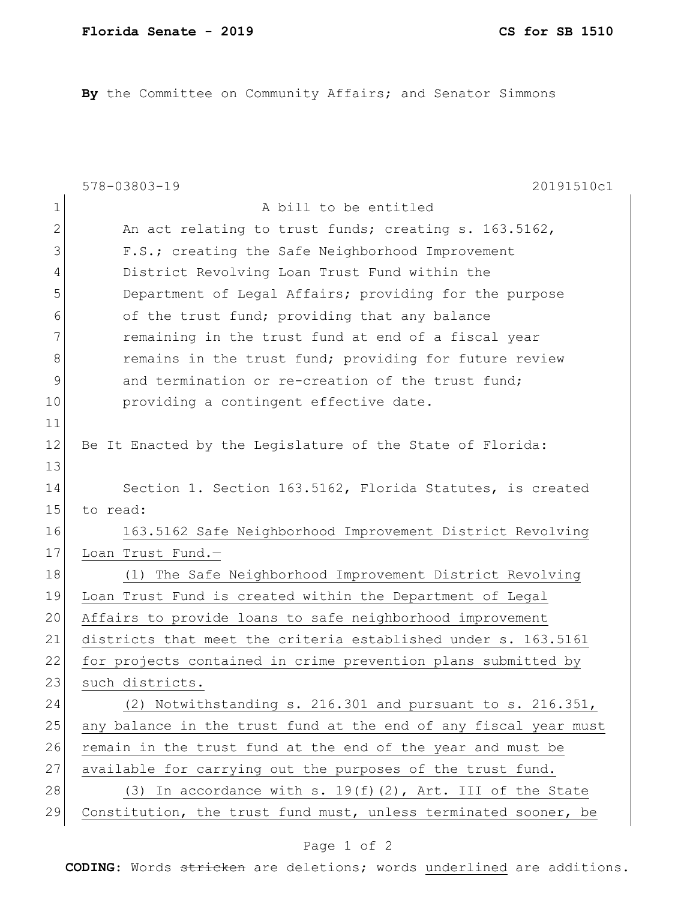**By** the Committee on Community Affairs; and Senator Simmons

578-03803-19 20191510c1

A bill to be entitled

An act relating to trust funds; creating s. 163.5162, F.S.; creating the Safe Neighborhood Improvement District Revolving Loan Trust Fund within the Department of Legal Affairs; providing for the purpose of the trust fund; providing that any balance remaining in the trust fund at end of a fiscal year remains in the trust fund; providing for future review and termination or re-creation of the trust fund; providing a contingent effective date.

Be It Enacted by the Legislature of the State of Florida:

Section 1. Section 163.5162, Florida Statutes, is created to read:

163.5162 Safe Neighborhood Improvement District Revolving Loan Trust Fund.—

(1) The Safe Neighborhood Improvement District Revolving Loan Trust Fund is created within the Department of Legal Affairs to provide loans to safe neighborhood improvement districts that meet the criteria established under s. 163.5161 for projects contained in crime prevention plans submitted by such districts.

(2) Notwithstanding s. 216.301 and pursuant to s. 216.351, any balance in the trust fund at the end of any fiscal year must remain in the trust fund at the end of the year and must be available for carrying out the purposes of the trust fund.

(3) In accordance with s. 19(f)(2), Art. III of the State Constitution, the trust fund must, unless terminated sooner, be

**CODING:** Words ~~stricken~~ are deletions; words underlined are additions.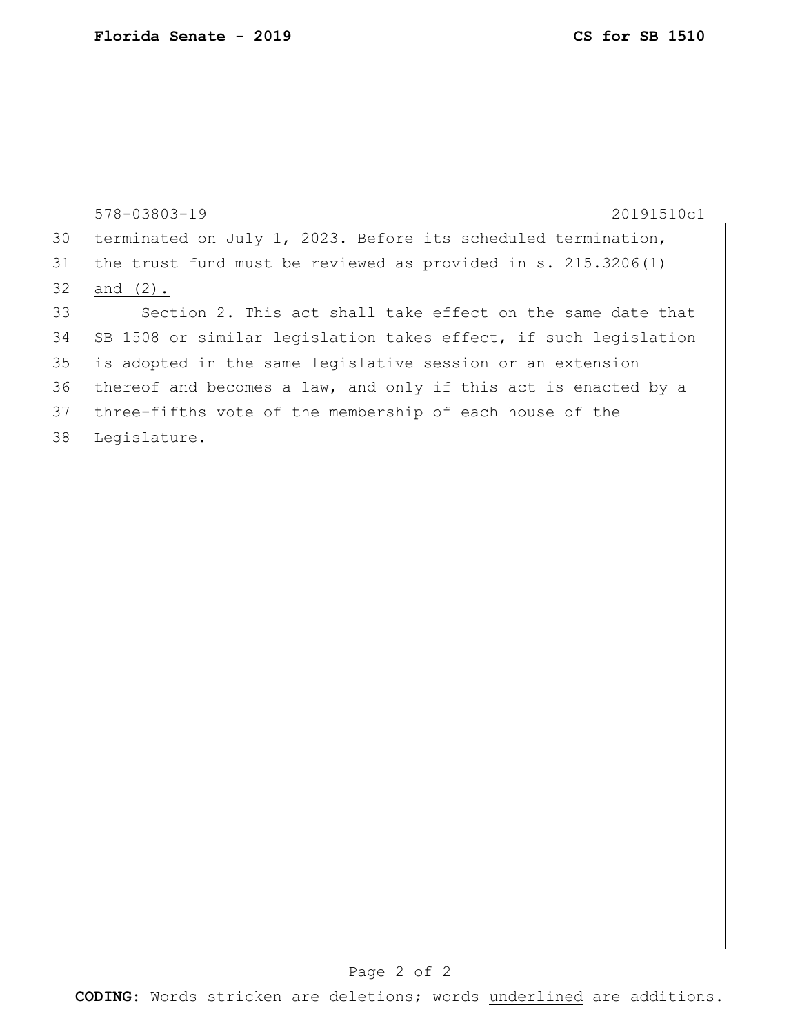578-03803-19 20191510c1

30 terminated on July 1, 2023. Before its scheduled termination,
31 the trust fund must be reviewed as provided in s. 215.3206(1)
32 and (2).
33 Section 2. This act shall take effect on the same date that
34 SB 1508 or similar legislation takes effect, if such legislation
35 is adopted in the same legislative session or an extension
36 thereof and becomes a law, and only if this act is enacted by a
37 three-fifths vote of the membership of each house of the
38 Legislature.

**CODING:** Words ~~stricken~~ are deletions; words underlined are additions.